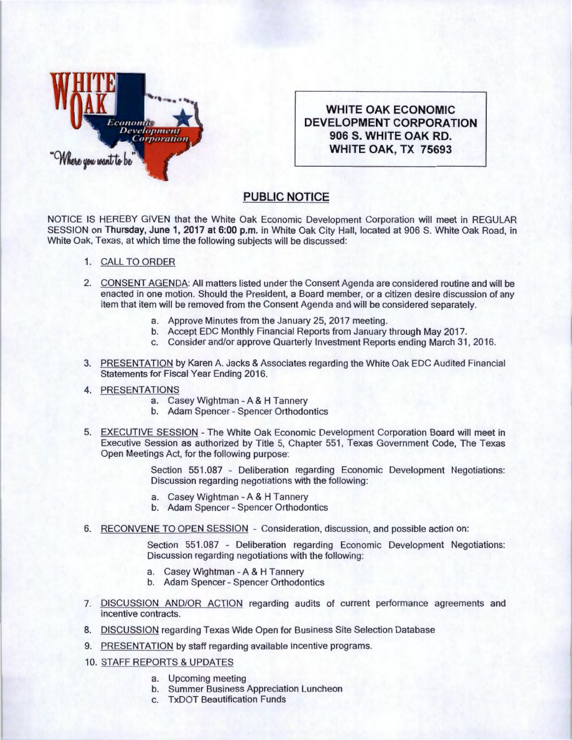**WHITE OAK ECONOMIC DEVELOPMENT CORPORATION**
**906 S. WHITE OAK RD.**
**WHITE OAK, TX 75693**

## PUBLIC NOTICE

NOTICE IS HEREBY GIVEN that the White Oak Economic Development Corporation will meet in REGULAR SESSION on **Thursday, June 1, 2017 at 6:00 p.m.** in White Oak City Hall, located at 906 S. White Oak Road, in White Oak, Texas, at which time the following subjects will be discussed:

1. CALL TO ORDER

2. CONSENT AGENDA: All matters listed under the Consent Agenda are considered routine and will be enacted in one motion. Should the President, a Board member, or a citizen desire discussion of any item that item will be removed from the Consent Agenda and will be considered separately.
   a. Approve Minutes from the January 25, 2017 meeting.
   b. Accept EDC Monthly Financial Reports from January through May 2017.
   c. Consider and/or approve Quarterly Investment Reports ending March 31, 2016.

3. PRESENTATION by Karen A. Jacks & Associates regarding the White Oak EDC Audited Financial Statements for Fiscal Year Ending 2016.

4. PRESENTATIONS
   a. Casey Wightman - A & H Tannery
   b. Adam Spencer - Spencer Orthodontics

5. EXECUTIVE SESSION - The White Oak Economic Development Corporation Board will meet in Executive Session as authorized by Title 5, Chapter 551, Texas Government Code, The Texas Open Meetings Act, for the following purpose:

   Section 551.087 - Deliberation regarding Economic Development Negotiations: Discussion regarding negotiations with the following:

   a. Casey Wightman - A & H Tannery
   b. Adam Spencer - Spencer Orthodontics

6. RECONVENE TO OPEN SESSION - Consideration, discussion, and possible action on:

   Section 551.087 - Deliberation regarding Economic Development Negotiations: Discussion regarding negotiations with the following:

   a. Casey Wightman - A & H Tannery
   b. Adam Spencer - Spencer Orthodontics

7. DISCUSSION AND/OR ACTION regarding audits of current performance agreements and incentive contracts.

8. DISCUSSION regarding Texas Wide Open for Business Site Selection Database

9. PRESENTATION by staff regarding available incentive programs.

10. STAFF REPORTS & UPDATES
    a. Upcoming meeting
    b. Summer Business Appreciation Luncheon
    c. TxDOT Beautification Funds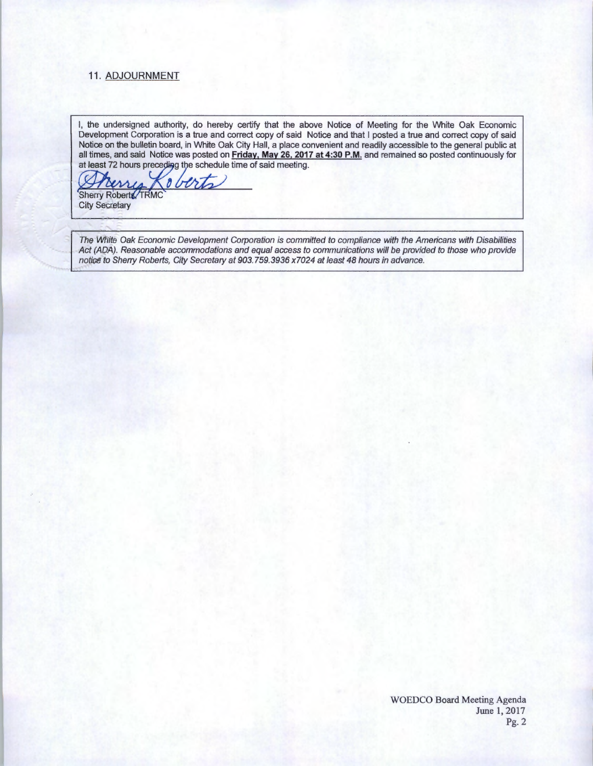11. ADJOURNMENT

I, the undersigned authority, do hereby certify that the above Notice of Meeting for the White Oak Economic Development Corporation is a true and correct copy of said Notice and that I posted a true and correct copy of said Notice on the bulletin board, in White Oak City Hall, a place convenient and readily accessible to the general public at all times, and said Notice was posted on **Friday, May 26, 2017 at 4:30 P.M.** and remained so posted continuously for at least 72 hours preceding the schedule time of said meeting.

Sherry Roberts

Sherry Roberts, TRMC
City Secretary

*The White Oak Economic Development Corporation is committed to compliance with the Americans with Disabilities Act (ADA). Reasonable accommodations and equal access to communications will be provided to those who provide notice to Sherry Roberts, City Secretary at 903.759.3936 x7024 at least 48 hours in advance.*

WOEDCO Board Meeting Agenda
June 1, 2017